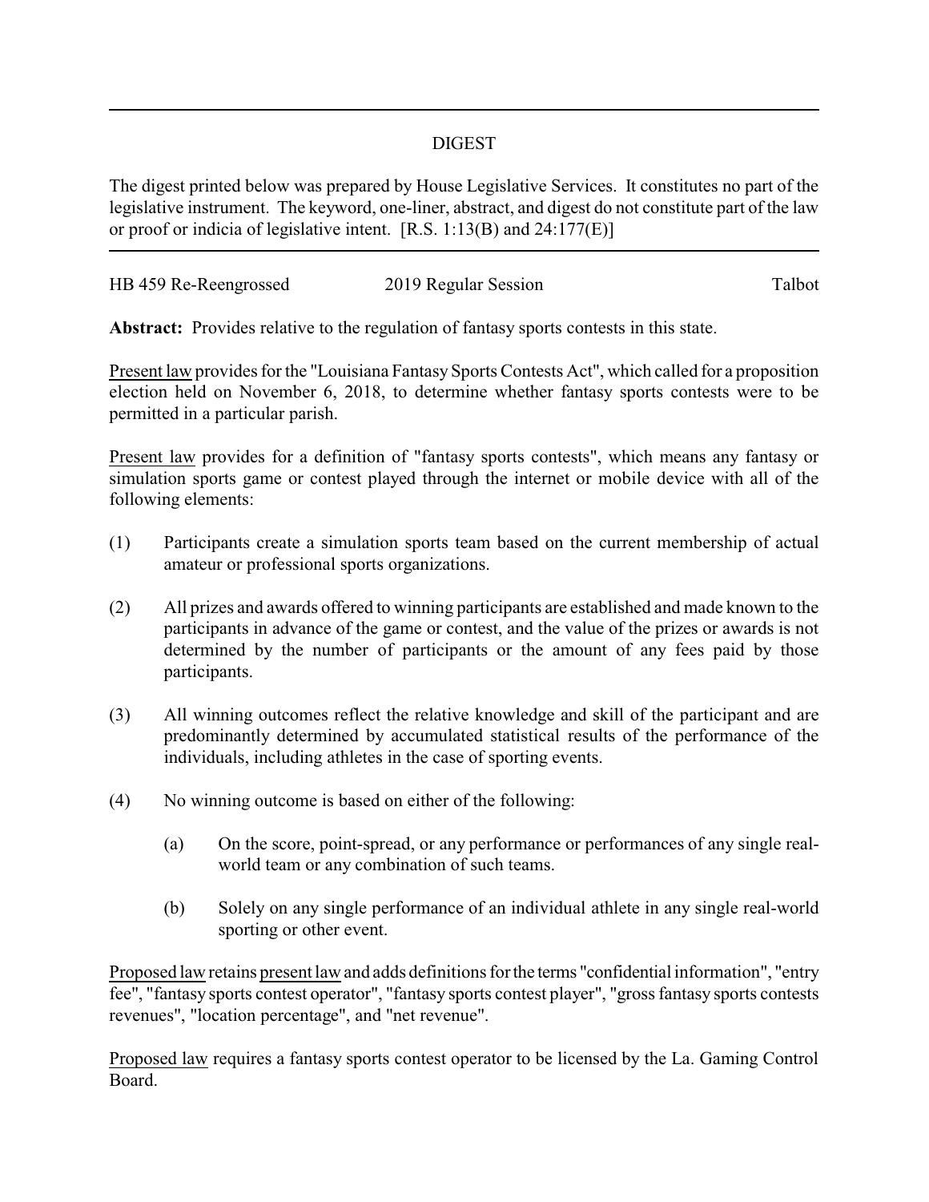# DIGEST

The digest printed below was prepared by House Legislative Services. It constitutes no part of the legislative instrument. The keyword, one-liner, abstract, and digest do not constitute part of the law or proof or indicia of legislative intent. [R.S. 1:13(B) and 24:177(E)]

HB 459 Re-Reengrossed    2019 Regular Session    Talbot

**Abstract:** Provides relative to the regulation of fantasy sports contests in this state.

Present law provides for the "Louisiana Fantasy Sports Contests Act", which called for a proposition election held on November 6, 2018, to determine whether fantasy sports contests were to be permitted in a particular parish.

Present law provides for a definition of "fantasy sports contests", which means any fantasy or simulation sports game or contest played through the internet or mobile device with all of the following elements:

(1) Participants create a simulation sports team based on the current membership of actual amateur or professional sports organizations.

(2) All prizes and awards offered to winning participants are established and made known to the participants in advance of the game or contest, and the value of the prizes or awards is not determined by the number of participants or the amount of any fees paid by those participants.

(3) All winning outcomes reflect the relative knowledge and skill of the participant and are predominantly determined by accumulated statistical results of the performance of the individuals, including athletes in the case of sporting events.

(4) No winning outcome is based on either of the following:

  (a) On the score, point-spread, or any performance or performances of any single real-world team or any combination of such teams.

  (b) Solely on any single performance of an individual athlete in any single real-world sporting or other event.

Proposed law retains present law and adds definitions for the terms "confidential information", "entry fee", "fantasy sports contest operator", "fantasy sports contest player", "gross fantasy sports contests revenues", "location percentage", and "net revenue".

Proposed law requires a fantasy sports contest operator to be licensed by the La. Gaming Control Board.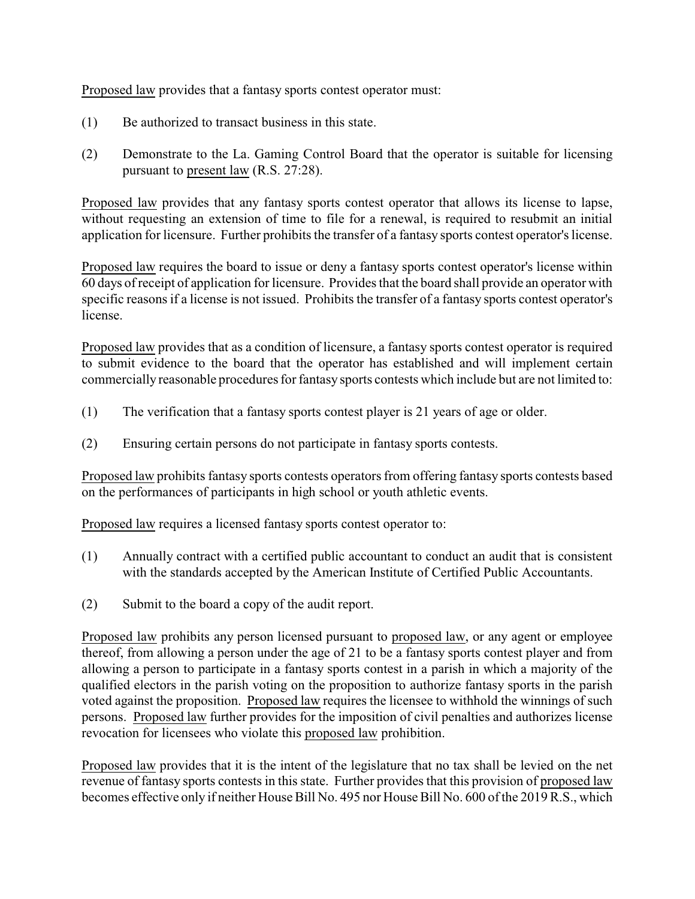Proposed law provides that a fantasy sports contest operator must:

(1) Be authorized to transact business in this state.

(2) Demonstrate to the La. Gaming Control Board that the operator is suitable for licensing pursuant to present law (R.S. 27:28).

Proposed law provides that any fantasy sports contest operator that allows its license to lapse, without requesting an extension of time to file for a renewal, is required to resubmit an initial application for licensure. Further prohibits the transfer of a fantasy sports contest operator's license.

Proposed law requires the board to issue or deny a fantasy sports contest operator's license within 60 days of receipt of application for licensure. Provides that the board shall provide an operator with specific reasons if a license is not issued. Prohibits the transfer of a fantasy sports contest operator's license.

Proposed law provides that as a condition of licensure, a fantasy sports contest operator is required to submit evidence to the board that the operator has established and will implement certain commercially reasonable procedures for fantasy sports contests which include but are not limited to:

(1) The verification that a fantasy sports contest player is 21 years of age or older.

(2) Ensuring certain persons do not participate in fantasy sports contests.

Proposed law prohibits fantasy sports contests operators from offering fantasy sports contests based on the performances of participants in high school or youth athletic events.

Proposed law requires a licensed fantasy sports contest operator to:

(1) Annually contract with a certified public accountant to conduct an audit that is consistent with the standards accepted by the American Institute of Certified Public Accountants.

(2) Submit to the board a copy of the audit report.

Proposed law prohibits any person licensed pursuant to proposed law, or any agent or employee thereof, from allowing a person under the age of 21 to be a fantasy sports contest player and from allowing a person to participate in a fantasy sports contest in a parish in which a majority of the qualified electors in the parish voting on the proposition to authorize fantasy sports in the parish voted against the proposition. Proposed law requires the licensee to withhold the winnings of such persons. Proposed law further provides for the imposition of civil penalties and authorizes license revocation for licensees who violate this proposed law prohibition.

Proposed law provides that it is the intent of the legislature that no tax shall be levied on the net revenue of fantasy sports contests in this state. Further provides that this provision of proposed law becomes effective only if neither House Bill No. 495 nor House Bill No. 600 of the 2019 R.S., which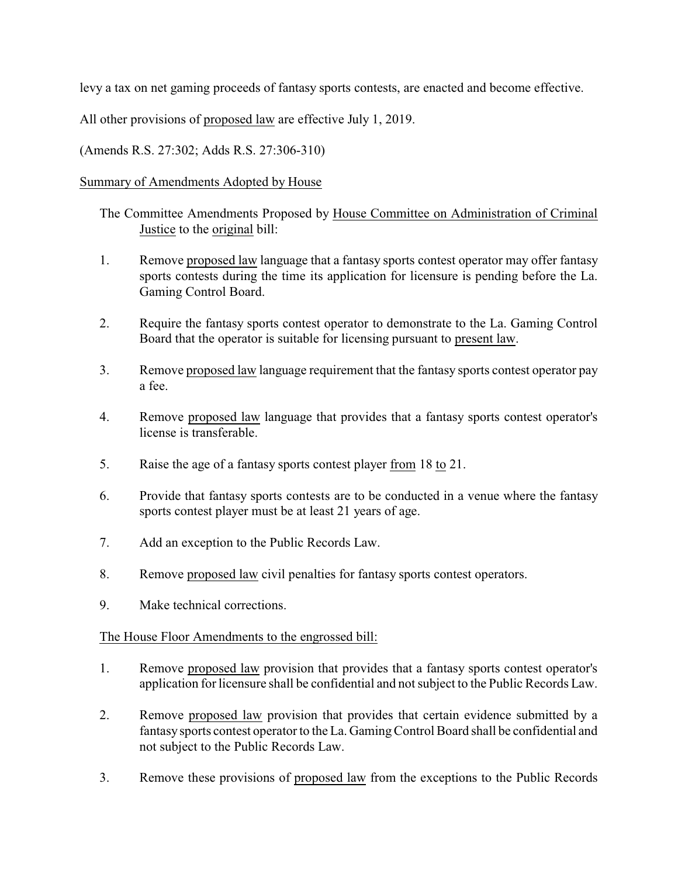levy a tax on net gaming proceeds of fantasy sports contests, are enacted and become effective.

All other provisions of proposed law are effective July 1, 2019.

(Amends R.S. 27:302; Adds R.S. 27:306-310)

Summary of Amendments Adopted by House

The Committee Amendments Proposed by House Committee on Administration of Criminal Justice to the original bill:

1. Remove proposed law language that a fantasy sports contest operator may offer fantasy sports contests during the time its application for licensure is pending before the La. Gaming Control Board.

2. Require the fantasy sports contest operator to demonstrate to the La. Gaming Control Board that the operator is suitable for licensing pursuant to present law.

3. Remove proposed law language requirement that the fantasy sports contest operator pay a fee.

4. Remove proposed law language that provides that a fantasy sports contest operator's license is transferable.

5. Raise the age of a fantasy sports contest player from 18 to 21.

6. Provide that fantasy sports contests are to be conducted in a venue where the fantasy sports contest player must be at least 21 years of age.

7. Add an exception to the Public Records Law.

8. Remove proposed law civil penalties for fantasy sports contest operators.

9. Make technical corrections.

The House Floor Amendments to the engrossed bill:

1. Remove proposed law provision that provides that a fantasy sports contest operator's application for licensure shall be confidential and not subject to the Public Records Law.

2. Remove proposed law provision that provides that certain evidence submitted by a fantasy sports contest operator to the La. Gaming Control Board shall be confidential and not subject to the Public Records Law.

3. Remove these provisions of proposed law from the exceptions to the Public Records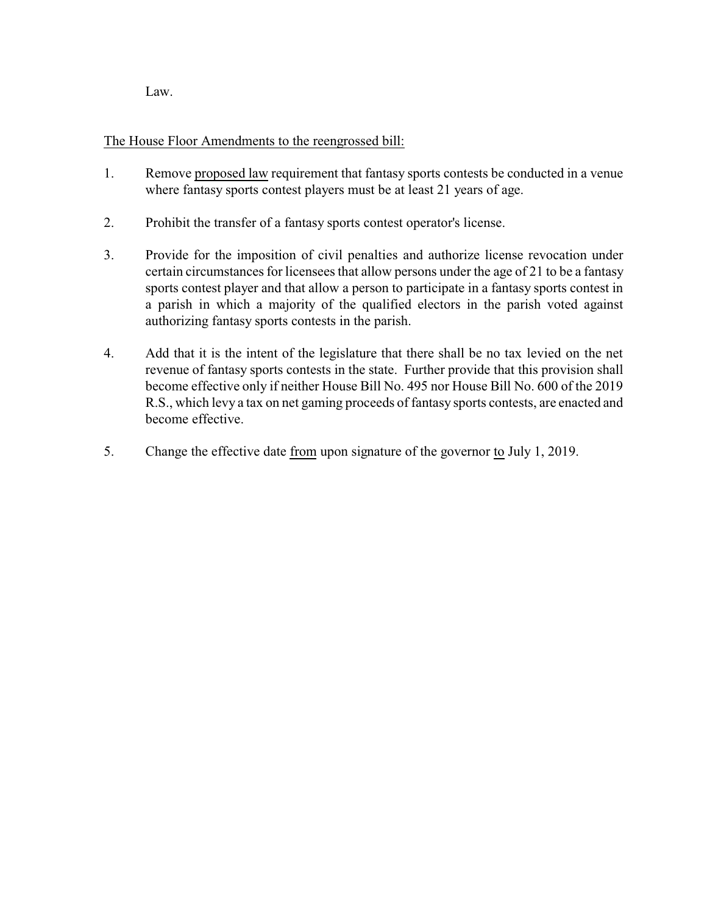Law.

<u>The House Floor Amendments to the reengrossed bill:</u>

1. Remove <u>proposed law</u> requirement that fantasy sports contests be conducted in a venue where fantasy sports contest players must be at least 21 years of age.

2. Prohibit the transfer of a fantasy sports contest operator's license.

3. Provide for the imposition of civil penalties and authorize license revocation under certain circumstances for licensees that allow persons under the age of 21 to be a fantasy sports contest player and that allow a person to participate in a fantasy sports contest in a parish in which a majority of the qualified electors in the parish voted against authorizing fantasy sports contests in the parish.

4. Add that it is the intent of the legislature that there shall be no tax levied on the net revenue of fantasy sports contests in the state. Further provide that this provision shall become effective only if neither House Bill No. 495 nor House Bill No. 600 of the 2019 R.S., which levy a tax on net gaming proceeds of fantasy sports contests, are enacted and become effective.

5. Change the effective date <u>from</u> upon signature of the governor <u>to</u> July 1, 2019.